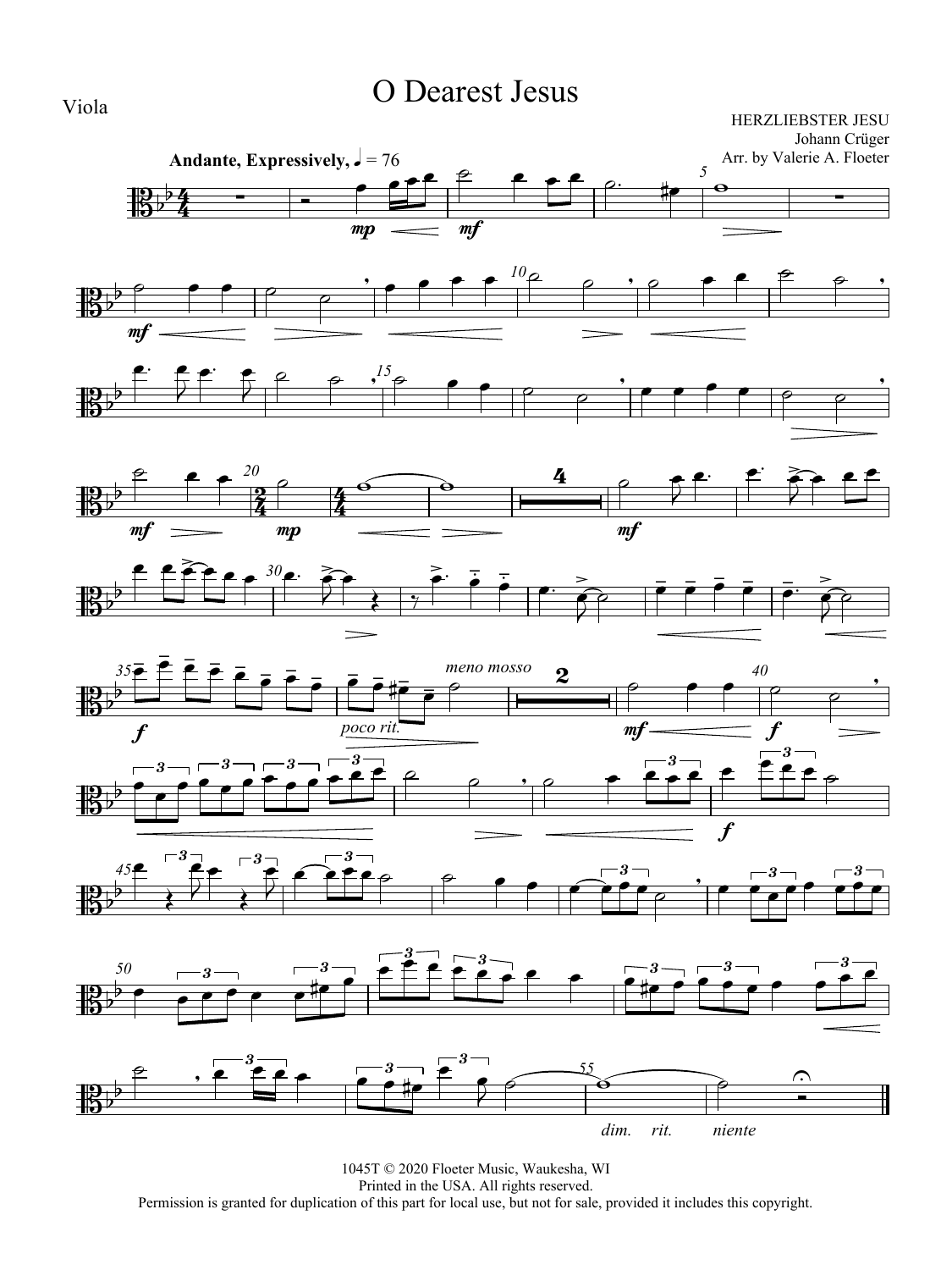Viola

# O Dearest Jesus

HERZLIEBSTER JESU
Johann Crüger
Arr. by Valerie A. Floeter

**Andante, Expressively,** ♩ = 76

1045T © 2020 Floeter Music, Waukesha, WI
Printed in the USA. All rights reserved.
Permission is granted for duplication of this part for local use, but not for sale, provided it includes this copyright.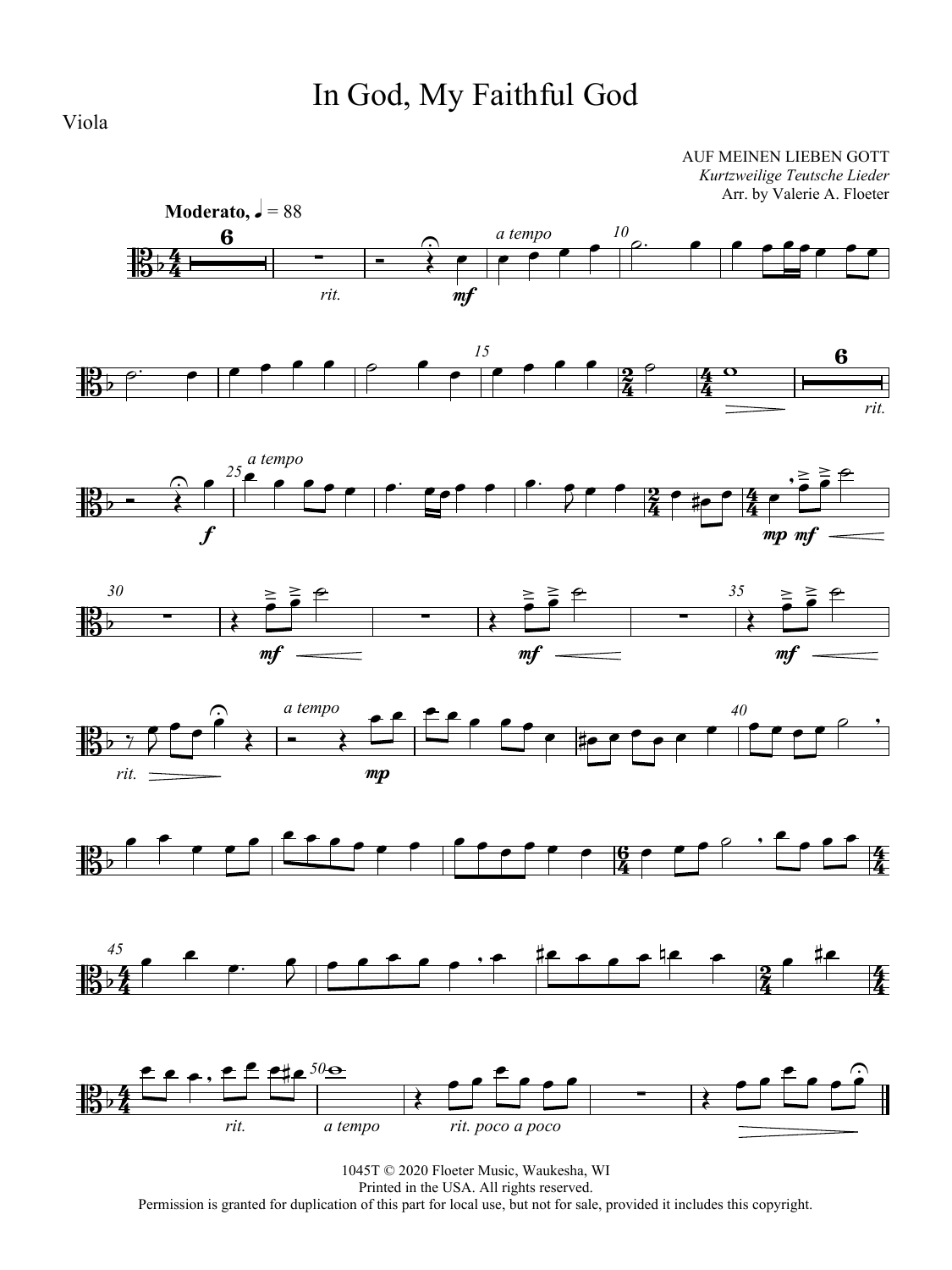# In God, My Faithful God

Viola

AUF MEINEN LIEBEN GOTT
*Kurtzweilige Teutsche Lieder*
Arr. by Valerie A. Floeter

**Moderato**, ♩ = 88

1045T © 2020 Floeter Music, Waukesha, WI
Printed in the USA. All rights reserved.
Permission is granted for duplication of this part for local use, but not for sale, provided it includes this copyright.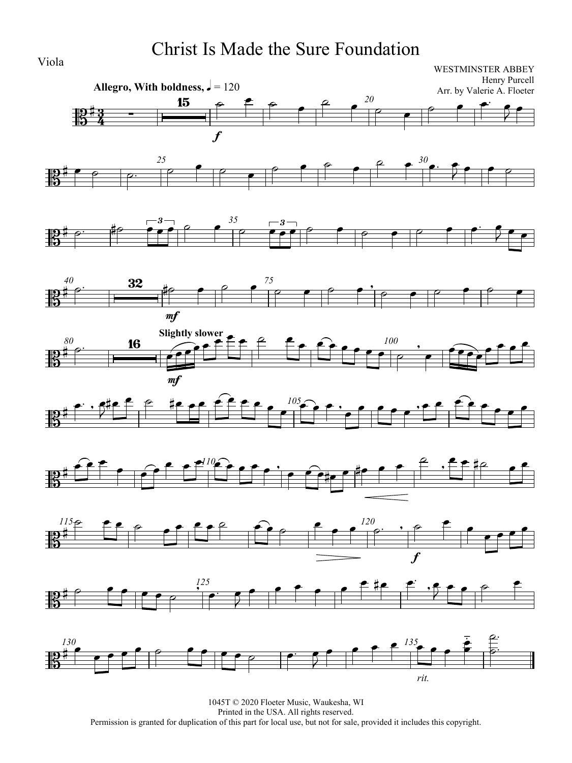# Christ Is Made the Sure Foundation

Viola

WESTMINSTER ABBEY
Henry Purcell
Arr. by Valerie A. Floeter

**Allegro, With boldness,** ♩ = 120

1045T © 2020 Floeter Music, Waukesha, WI
Printed in the USA. All rights reserved.
Permission is granted for duplication of this part for local use, but not for sale, provided it includes this copyright.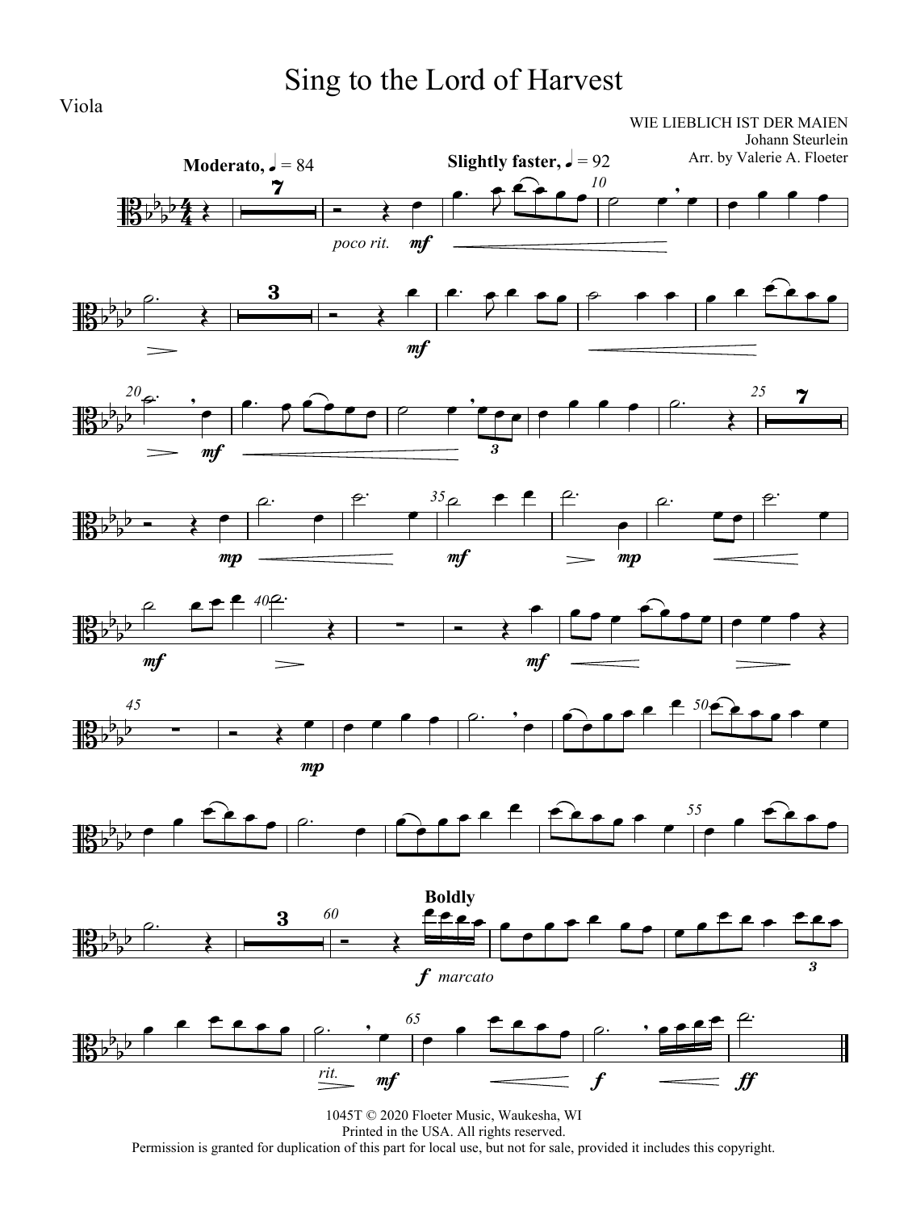# Sing to the Lord of Harvest

Viola

WIE LIEBLICH IST DER MAIEN
Johann Steurlein
Arr. by Valerie A. Floeter

1045T © 2020 Floeter Music, Waukesha, WI
Printed in the USA. All rights reserved.
Permission is granted for duplication of this part for local use, but not for sale, provided it includes this copyright.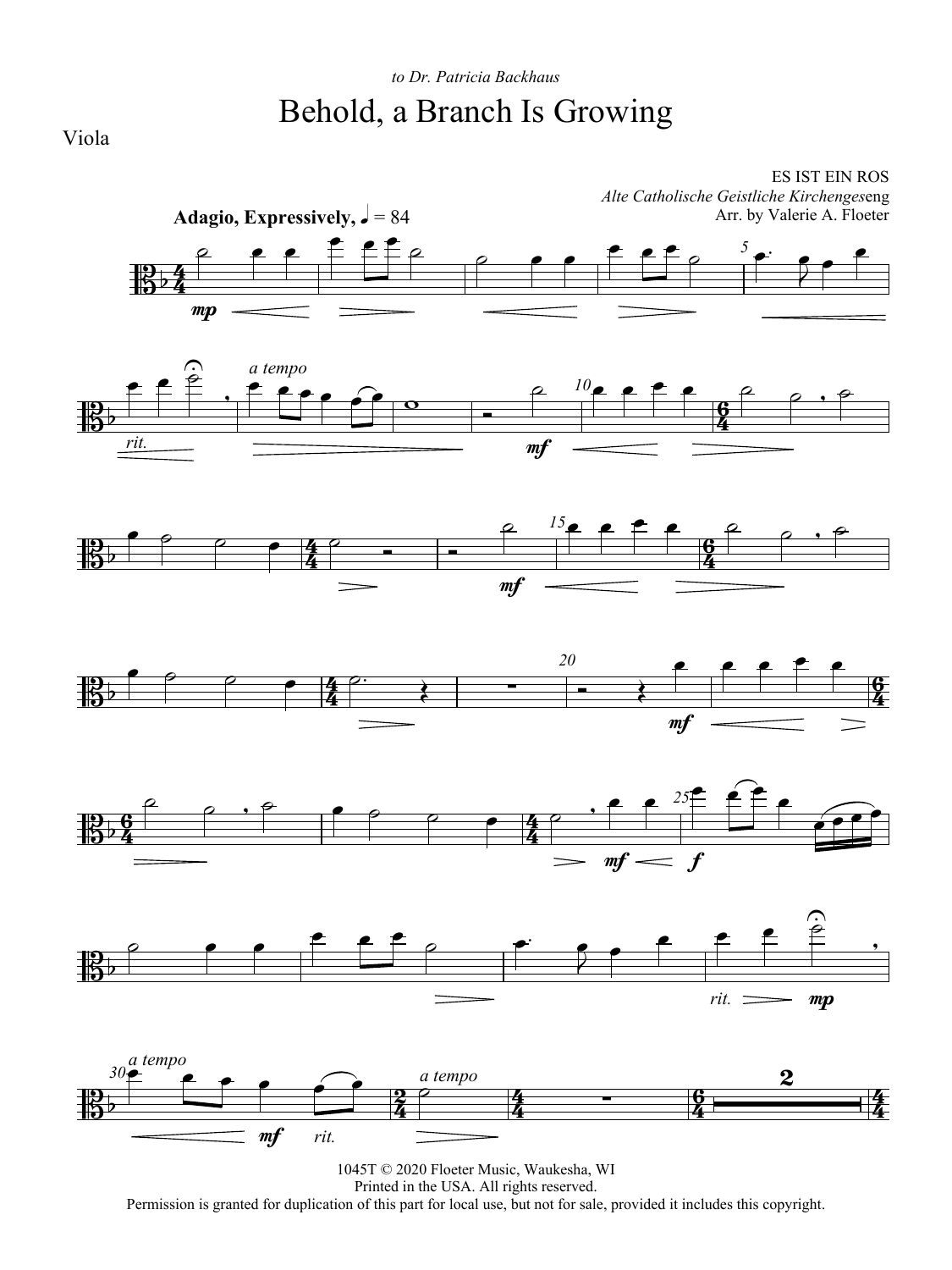*to Dr. Patricia Backhaus*

# Behold, a Branch Is Growing

Viola

ES IST EIN ROS
*Alte Catholische Geistliche Kirchengeseng*
Arr. by Valerie A. Floeter

**Adagio, Expressively,** ♩ = 84

1045T © 2020 Floeter Music, Waukesha, WI
Printed in the USA. All rights reserved.
Permission is granted for duplication of this part for local use, but not for sale, provided it includes this copyright.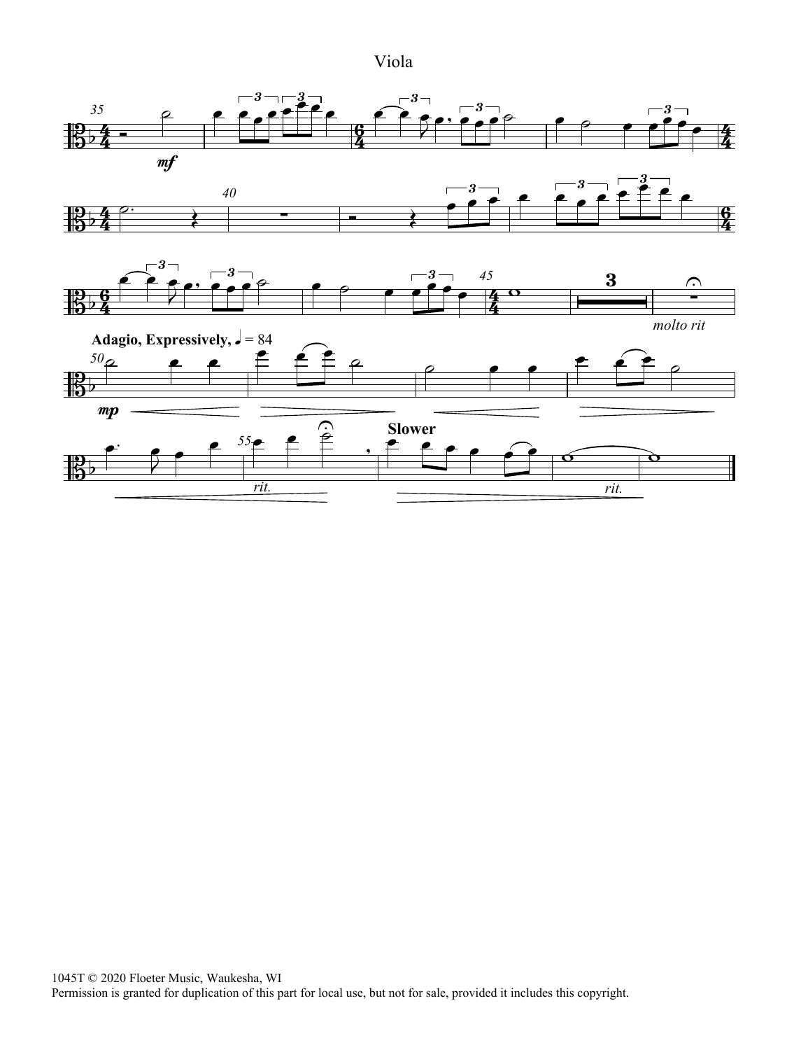Viola

1045T © 2020 Floeter Music, Waukesha, WI
Permission is granted for duplication of this part for local use, but not for sale, provided it includes this copyright.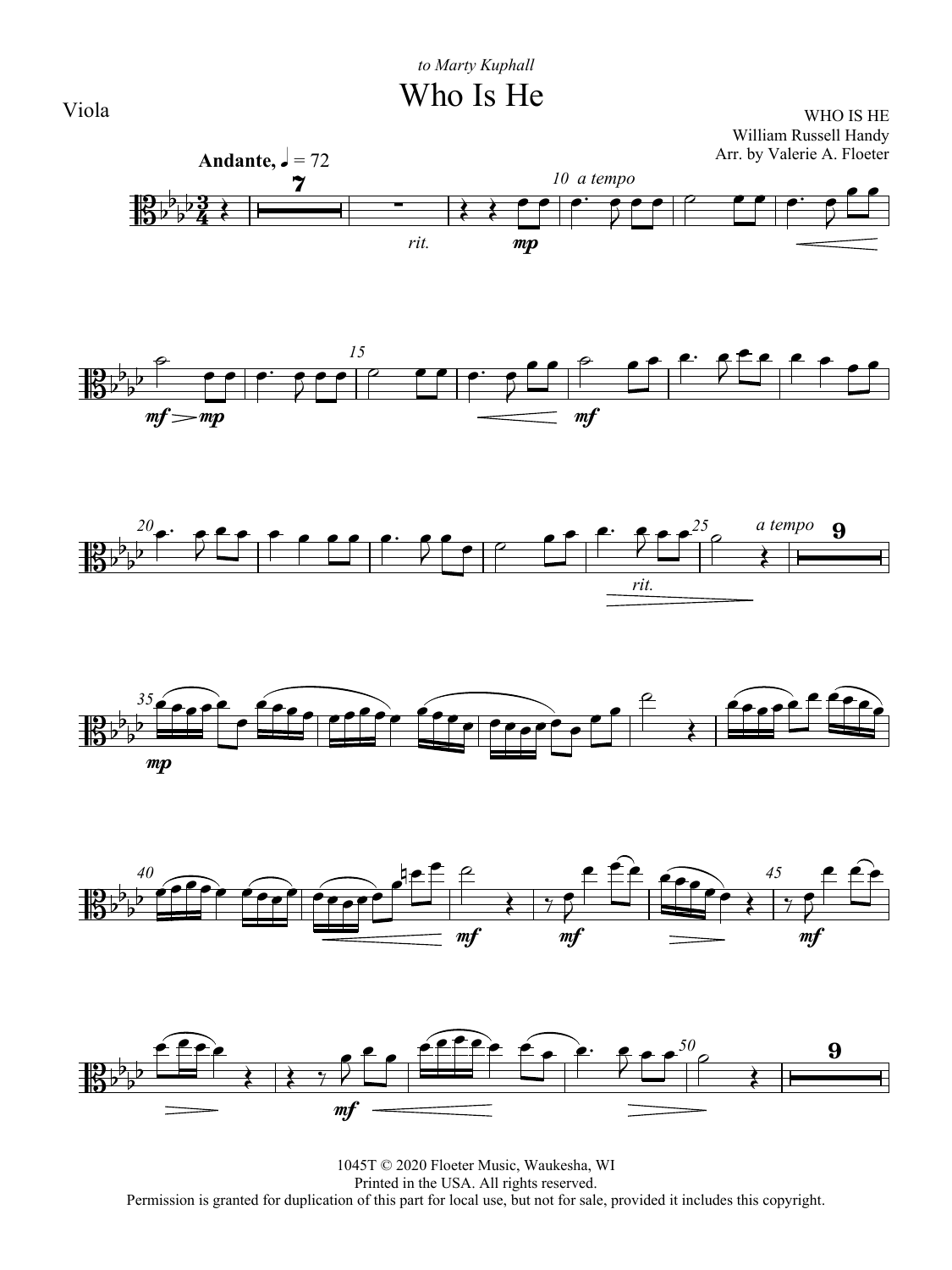Viola

*to Marty Kuphall*

# Who Is He

WHO IS HE
William Russell Handy
Arr. by Valerie A. Floeter

**Andante,** ♩ = 72

1045T © 2020 Floeter Music, Waukesha, WI
Printed in the USA. All rights reserved.
Permission is granted for duplication of this part for local use, but not for sale, provided it includes this copyright.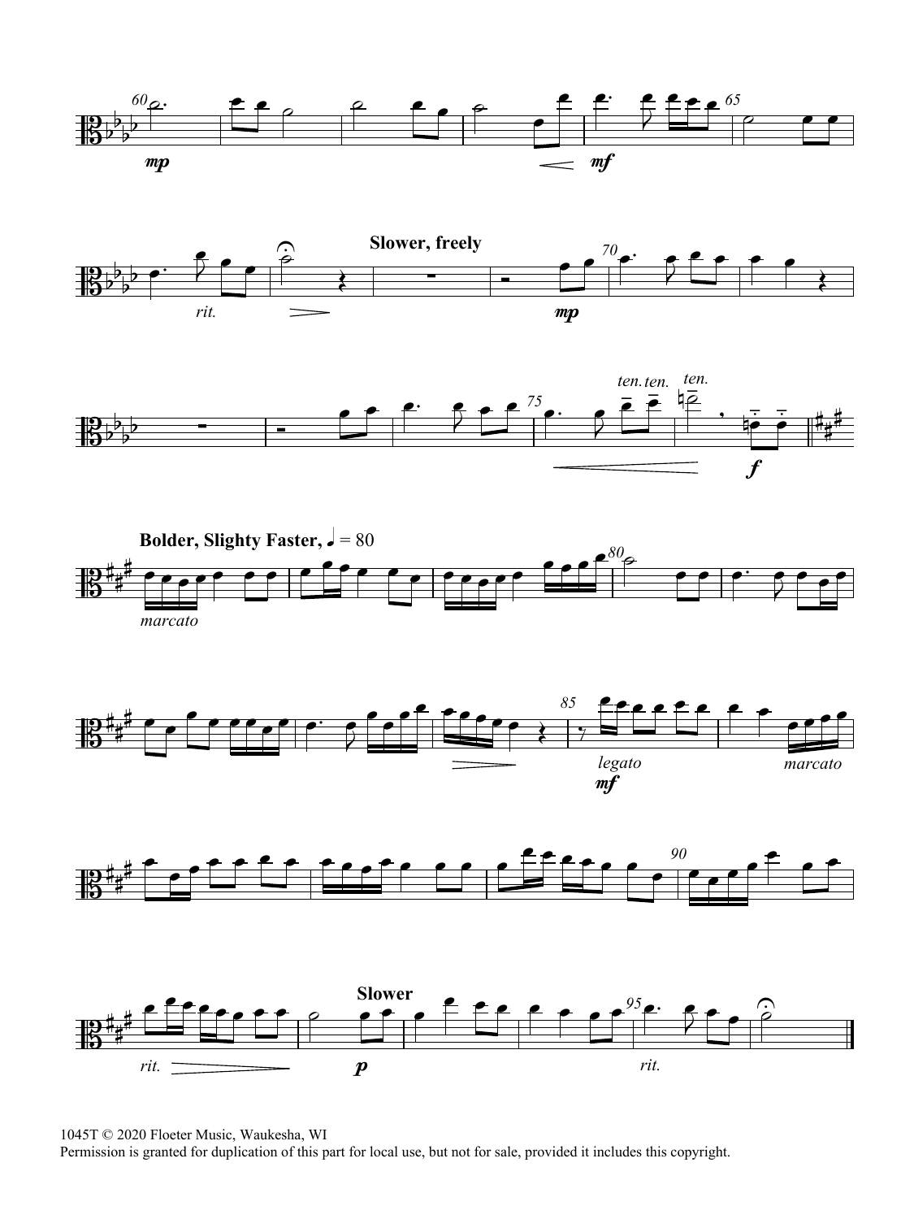1045T © 2020 Floeter Music, Waukesha, WI
Permission is granted for duplication of this part for local use, but not for sale, provided it includes this copyright.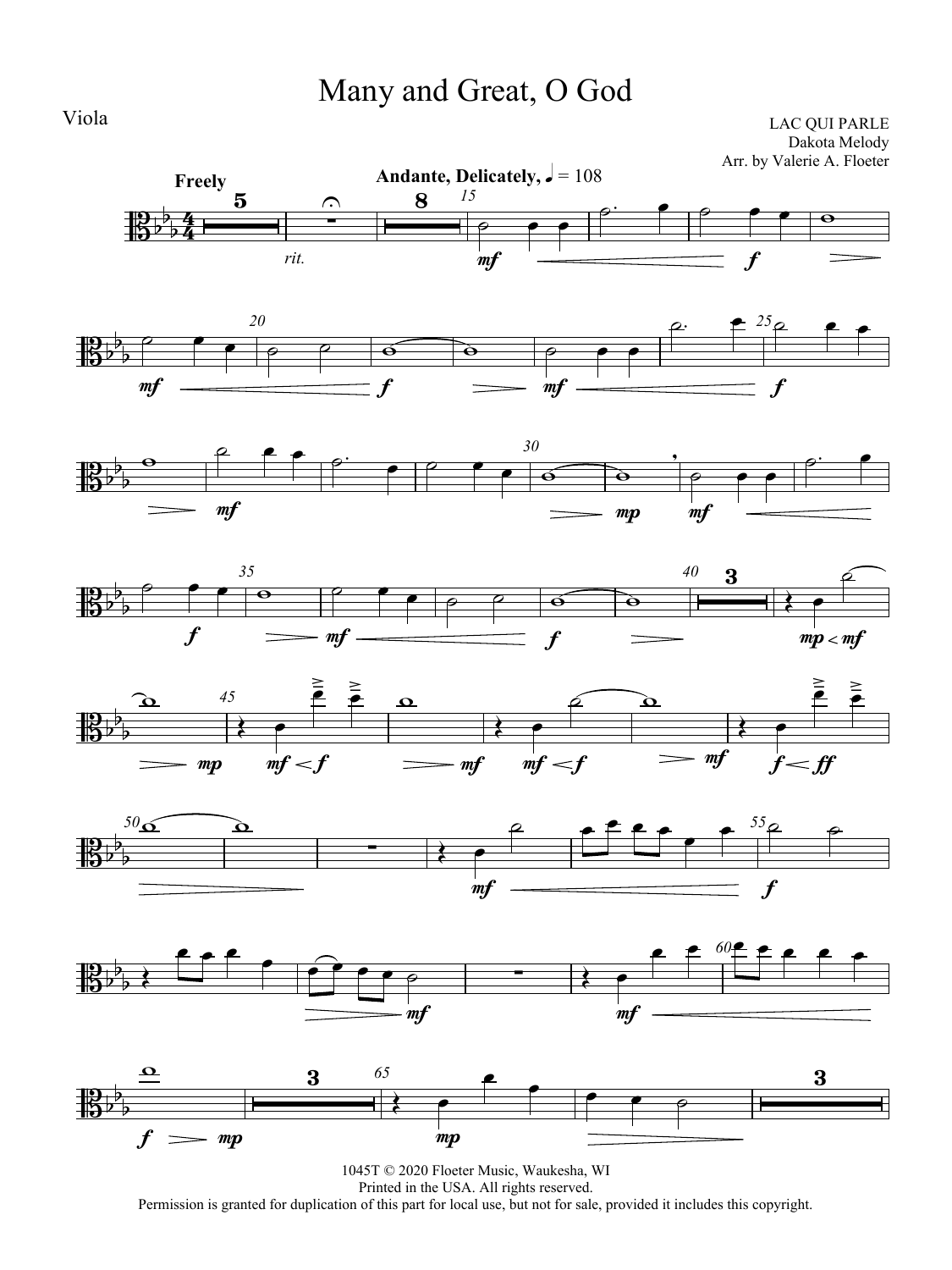# Many and Great, O God

Viola

LAC QUI PARLE
Dakota Melody
Arr. by Valerie A. Floeter

1045T © 2020 Floeter Music, Waukesha, WI
Printed in the USA. All rights reserved.
Permission is granted for duplication of this part for local use, but not for sale, provided it includes this copyright.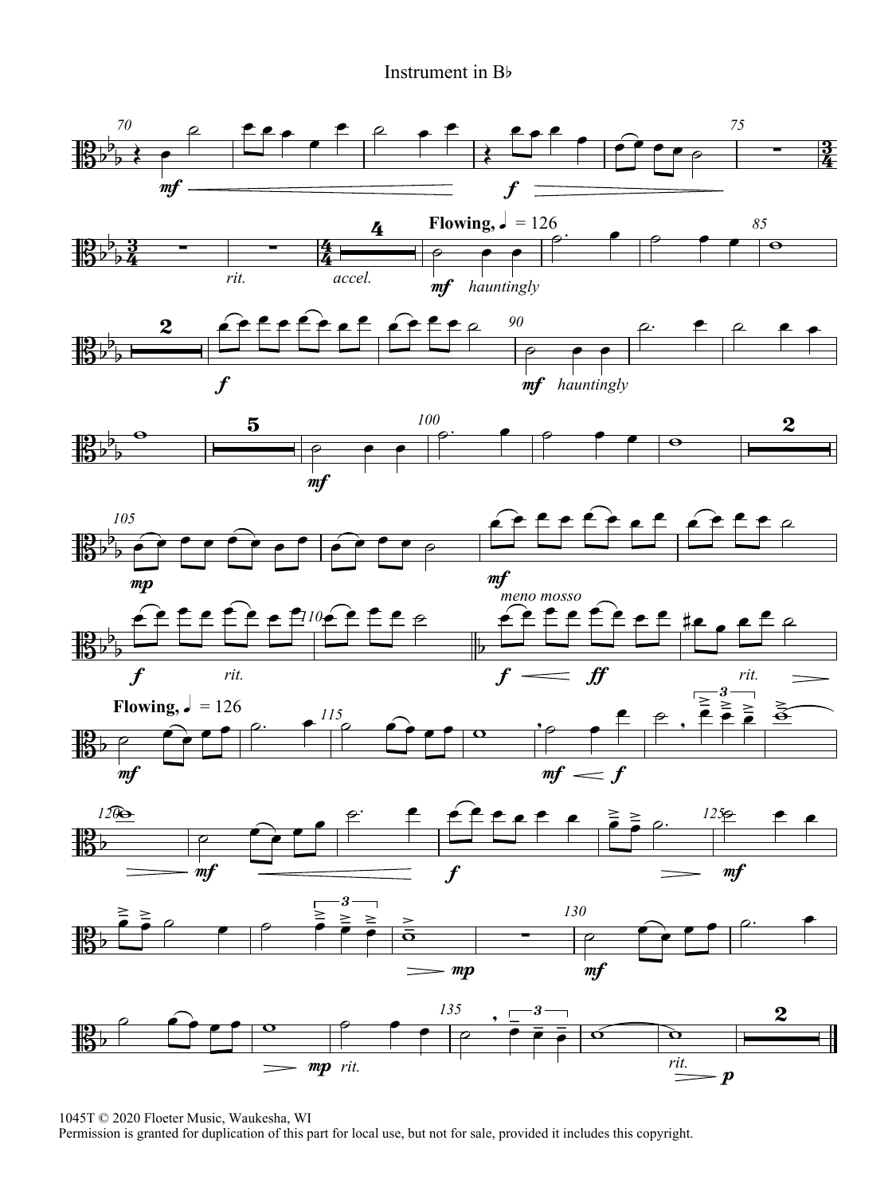Instrument in B♭

1045T © 2020 Floeter Music, Waukesha, WI
Permission is granted for duplication of this part for local use, but not for sale, provided it includes this copyright.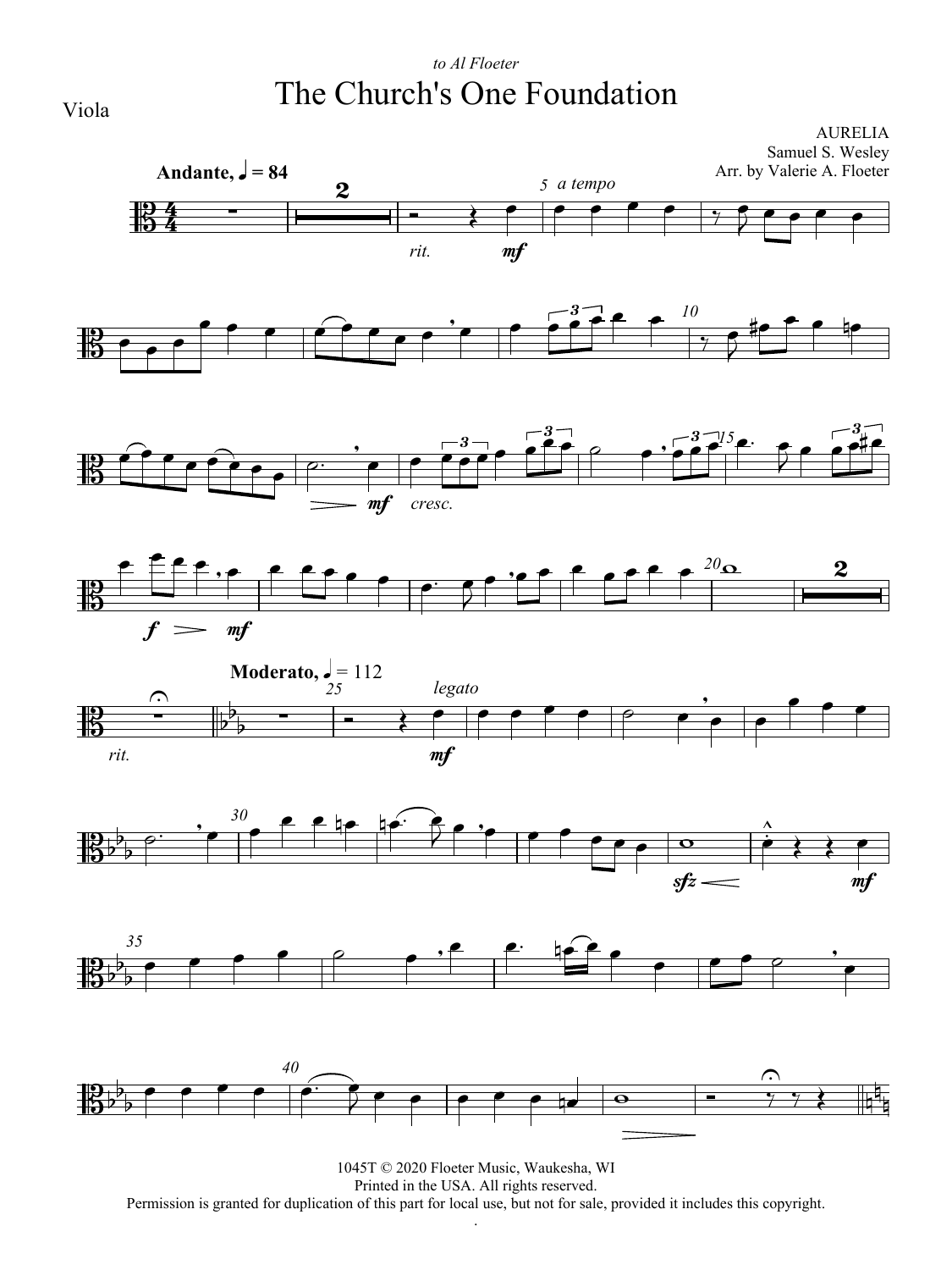*to Al Floeter*

# The Church's One Foundation

Viola

AURELIA
Samuel S. Wesley
Arr. by Valerie A. Floeter

**Andante,** ♩ = 84

*a tempo*

*rit.* *mf*

*mf* *cresc.*

*f* *mf*

*rit.*

**Moderato,** ♩ = 112

*legato*

*mf*

*sfz* *mf*

1045T © 2020 Floeter Music, Waukesha, WI
Printed in the USA. All rights reserved.
Permission is granted for duplication of this part for local use, but not for sale, provided it includes this copyright.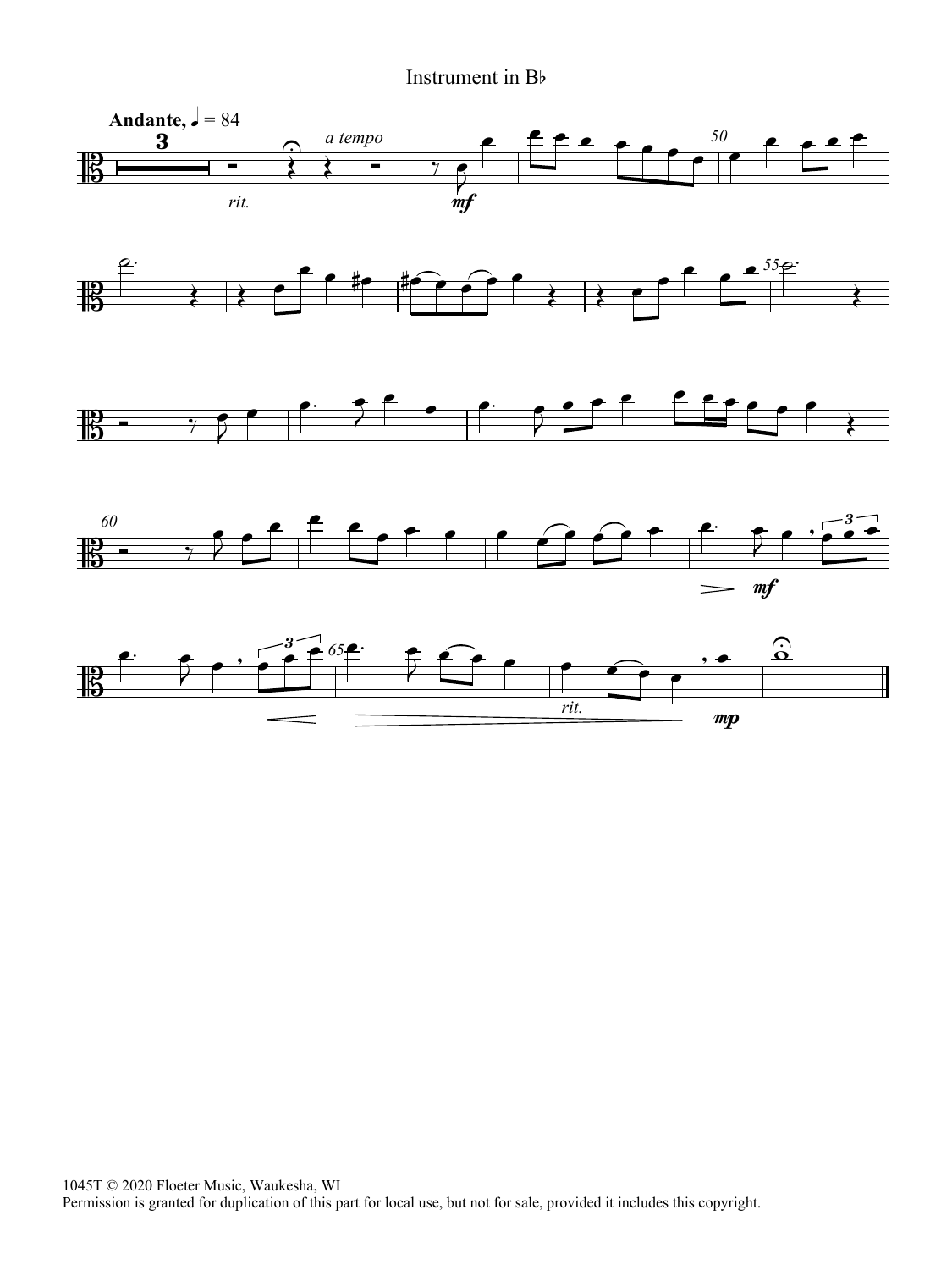Instrument in B♭

**Andante,** ♩ = 84

*rit.* *a tempo* *mf*

*mf*

*rit.* *mp*

1045T © 2020 Floeter Music, Waukesha, WI
Permission is granted for duplication of this part for local use, but not for sale, provided it includes this copyright.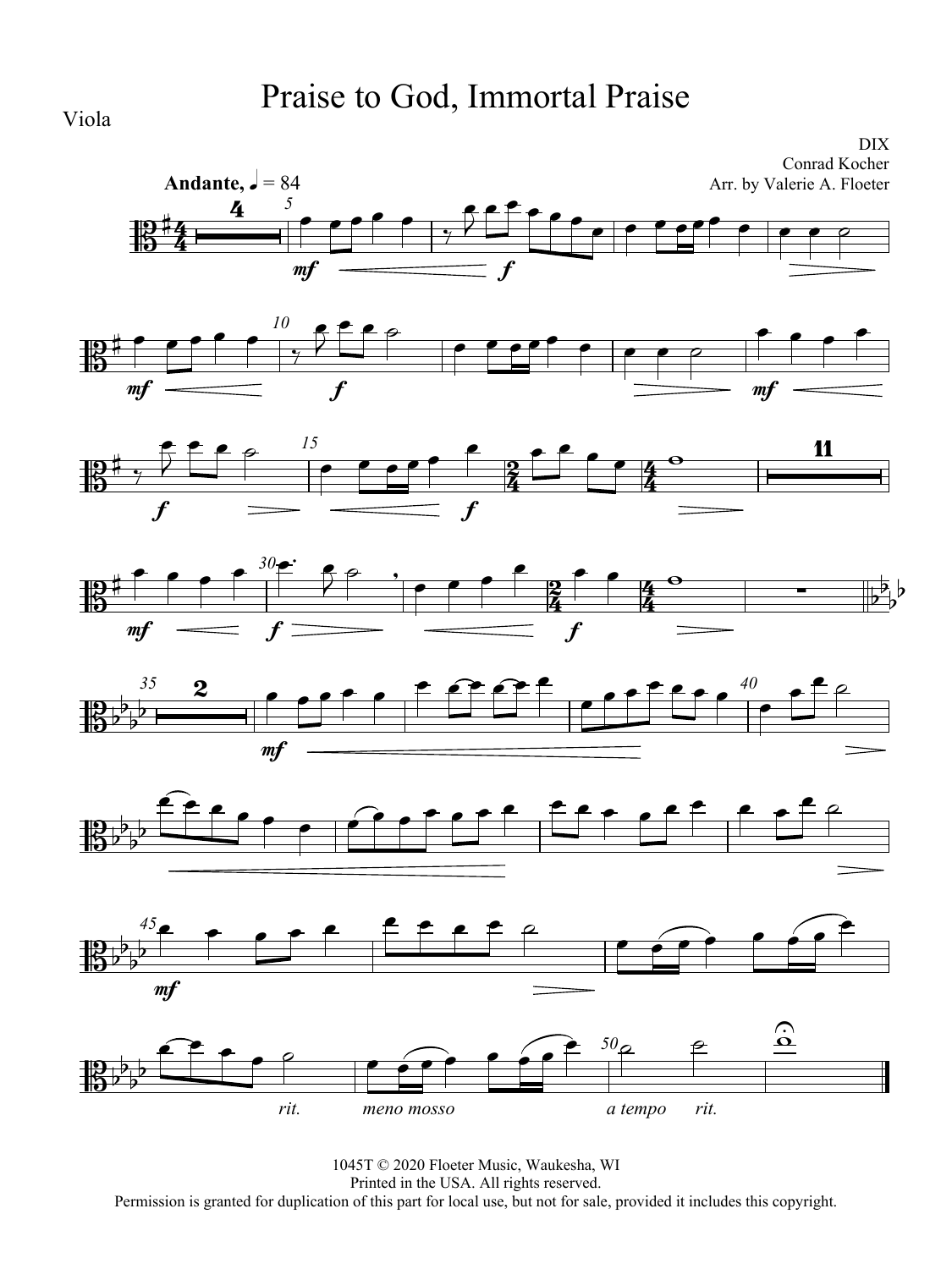Viola

# Praise to God, Immortal Praise

DIX
Conrad Kocher
Arr. by Valerie A. Floeter

**Andante,** ♩ = 84

1045T © 2020 Floeter Music, Waukesha, WI
Printed in the USA. All rights reserved.
Permission is granted for duplication of this part for local use, but not for sale, provided it includes this copyright.